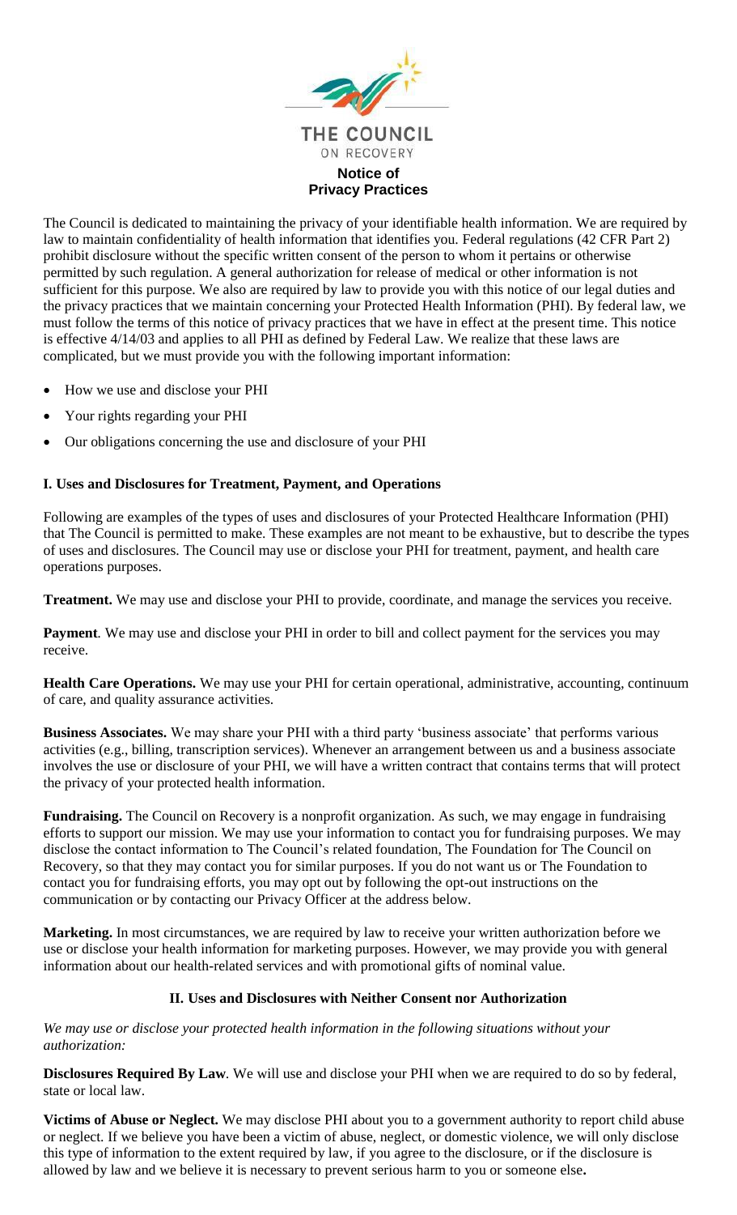THE COUNCIL
ON RECOVERY

# Notice of Privacy Practices

The Council is dedicated to maintaining the privacy of your identifiable health information. We are required by law to maintain confidentiality of health information that identifies you. Federal regulations (42 CFR Part 2) prohibit disclosure without the specific written consent of the person to whom it pertains or otherwise permitted by such regulation. A general authorization for release of medical or other information is not sufficient for this purpose. We also are required by law to provide you with this notice of our legal duties and the privacy practices that we maintain concerning your Protected Health Information (PHI). By federal law, we must follow the terms of this notice of privacy practices that we have in effect at the present time. This notice is effective 4/14/03 and applies to all PHI as defined by Federal Law. We realize that these laws are complicated, but we must provide you with the following important information:

- How we use and disclose your PHI
- Your rights regarding your PHI
- Our obligations concerning the use and disclosure of your PHI

## I. Uses and Disclosures for Treatment, Payment, and Operations

Following are examples of the types of uses and disclosures of your Protected Healthcare Information (PHI) that The Council is permitted to make. These examples are not meant to be exhaustive, but to describe the types of uses and disclosures. The Council may use or disclose your PHI for treatment, payment, and health care operations purposes.

**Treatment.** We may use and disclose your PHI to provide, coordinate, and manage the services you receive.

**Payment**. We may use and disclose your PHI in order to bill and collect payment for the services you may receive.

**Health Care Operations.** We may use your PHI for certain operational, administrative, accounting, continuum of care, and quality assurance activities.

**Business Associates.** We may share your PHI with a third party 'business associate' that performs various activities (e.g., billing, transcription services). Whenever an arrangement between us and a business associate involves the use or disclosure of your PHI, we will have a written contract that contains terms that will protect the privacy of your protected health information.

**Fundraising.** The Council on Recovery is a nonprofit organization. As such, we may engage in fundraising efforts to support our mission. We may use your information to contact you for fundraising purposes. We may disclose the contact information to The Council's related foundation, The Foundation for The Council on Recovery, so that they may contact you for similar purposes. If you do not want us or The Foundation to contact you for fundraising efforts, you may opt out by following the opt-out instructions on the communication or by contacting our Privacy Officer at the address below.

**Marketing.** In most circumstances, we are required by law to receive your written authorization before we use or disclose your health information for marketing purposes. However, we may provide you with general information about our health-related services and with promotional gifts of nominal value.

## II. Uses and Disclosures with Neither Consent nor Authorization

*We may use or disclose your protected health information in the following situations without your authorization:*

**Disclosures Required By Law**. We will use and disclose your PHI when we are required to do so by federal, state or local law.

**Victims of Abuse or Neglect.** We may disclose PHI about you to a government authority to report child abuse or neglect. If we believe you have been a victim of abuse, neglect, or domestic violence, we will only disclose this type of information to the extent required by law, if you agree to the disclosure, or if the disclosure is allowed by law and we believe it is necessary to prevent serious harm to you or someone else**.**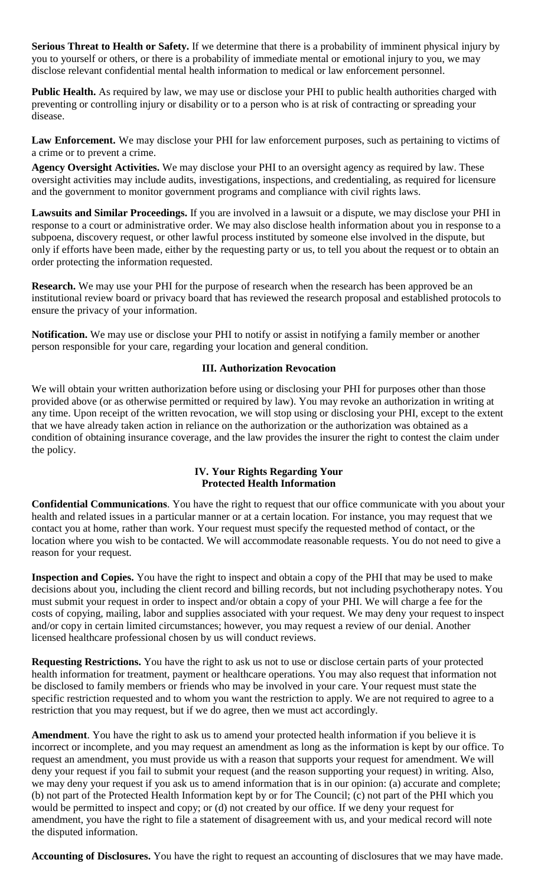**Serious Threat to Health or Safety.** If we determine that there is a probability of imminent physical injury by you to yourself or others, or there is a probability of immediate mental or emotional injury to you, we may disclose relevant confidential mental health information to medical or law enforcement personnel.

**Public Health.** As required by law, we may use or disclose your PHI to public health authorities charged with preventing or controlling injury or disability or to a person who is at risk of contracting or spreading your disease.

**Law Enforcement.** We may disclose your PHI for law enforcement purposes, such as pertaining to victims of a crime or to prevent a crime.

**Agency Oversight Activities.** We may disclose your PHI to an oversight agency as required by law. These oversight activities may include audits, investigations, inspections, and credentialing, as required for licensure and the government to monitor government programs and compliance with civil rights laws.

**Lawsuits and Similar Proceedings.** If you are involved in a lawsuit or a dispute, we may disclose your PHI in response to a court or administrative order. We may also disclose health information about you in response to a subpoena, discovery request, or other lawful process instituted by someone else involved in the dispute, but only if efforts have been made, either by the requesting party or us, to tell you about the request or to obtain an order protecting the information requested.

**Research.** We may use your PHI for the purpose of research when the research has been approved be an institutional review board or privacy board that has reviewed the research proposal and established protocols to ensure the privacy of your information.

**Notification.** We may use or disclose your PHI to notify or assist in notifying a family member or another person responsible for your care, regarding your location and general condition.

## III. Authorization Revocation

We will obtain your written authorization before using or disclosing your PHI for purposes other than those provided above (or as otherwise permitted or required by law). You may revoke an authorization in writing at any time. Upon receipt of the written revocation, we will stop using or disclosing your PHI, except to the extent that we have already taken action in reliance on the authorization or the authorization was obtained as a condition of obtaining insurance coverage, and the law provides the insurer the right to contest the claim under the policy.

## IV. Your Rights Regarding Your Protected Health Information

**Confidential Communications**. You have the right to request that our office communicate with you about your health and related issues in a particular manner or at a certain location. For instance, you may request that we contact you at home, rather than work. Your request must specify the requested method of contact, or the location where you wish to be contacted. We will accommodate reasonable requests. You do not need to give a reason for your request.

**Inspection and Copies.** You have the right to inspect and obtain a copy of the PHI that may be used to make decisions about you, including the client record and billing records, but not including psychotherapy notes. You must submit your request in order to inspect and/or obtain a copy of your PHI. We will charge a fee for the costs of copying, mailing, labor and supplies associated with your request. We may deny your request to inspect and/or copy in certain limited circumstances; however, you may request a review of our denial. Another licensed healthcare professional chosen by us will conduct reviews.

**Requesting Restrictions.** You have the right to ask us not to use or disclose certain parts of your protected health information for treatment, payment or healthcare operations. You may also request that information not be disclosed to family members or friends who may be involved in your care. Your request must state the specific restriction requested and to whom you want the restriction to apply. We are not required to agree to a restriction that you may request, but if we do agree, then we must act accordingly.

**Amendment**. You have the right to ask us to amend your protected health information if you believe it is incorrect or incomplete, and you may request an amendment as long as the information is kept by our office. To request an amendment, you must provide us with a reason that supports your request for amendment. We will deny your request if you fail to submit your request (and the reason supporting your request) in writing. Also, we may deny your request if you ask us to amend information that is in our opinion: (a) accurate and complete; (b) not part of the Protected Health Information kept by or for The Council; (c) not part of the PHI which you would be permitted to inspect and copy; or (d) not created by our office. If we deny your request for amendment, you have the right to file a statement of disagreement with us, and your medical record will note the disputed information.

**Accounting of Disclosures.** You have the right to request an accounting of disclosures that we may have made.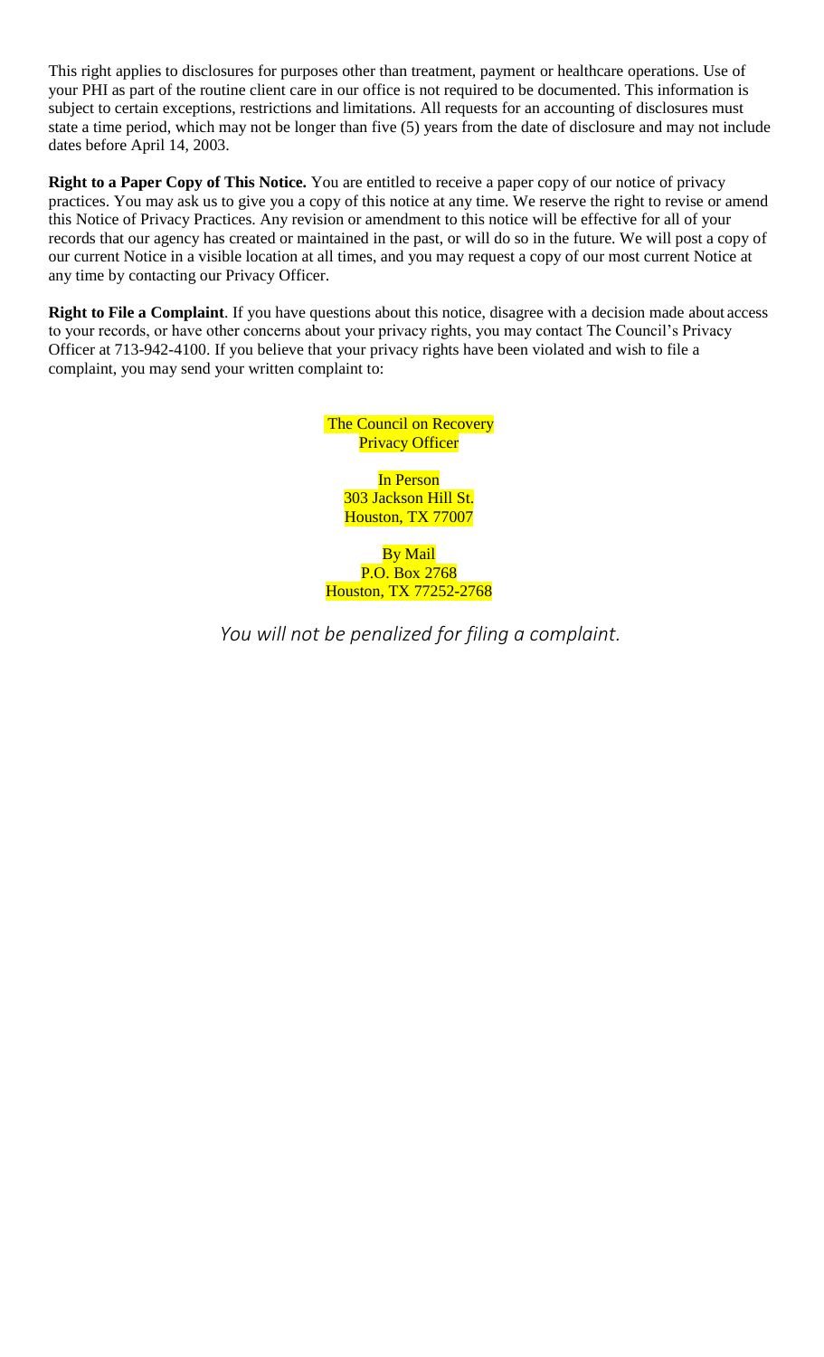This right applies to disclosures for purposes other than treatment, payment or healthcare operations. Use of your PHI as part of the routine client care in our office is not required to be documented. This information is subject to certain exceptions, restrictions and limitations. All requests for an accounting of disclosures must state a time period, which may not be longer than five (5) years from the date of disclosure and may not include dates before April 14, 2003.

**Right to a Paper Copy of This Notice.** You are entitled to receive a paper copy of our notice of privacy practices. You may ask us to give you a copy of this notice at any time. We reserve the right to revise or amend this Notice of Privacy Practices. Any revision or amendment to this notice will be effective for all of your records that our agency has created or maintained in the past, or will do so in the future. We will post a copy of our current Notice in a visible location at all times, and you may request a copy of our most current Notice at any time by contacting our Privacy Officer.

**Right to File a Complaint**. If you have questions about this notice, disagree with a decision made about access to your records, or have other concerns about your privacy rights, you may contact The Council's Privacy Officer at 713-942-4100. If you believe that your privacy rights have been violated and wish to file a complaint, you may send your written complaint to:

The Council on Recovery
Privacy Officer

In Person
303 Jackson Hill St.
Houston, TX 77007

By Mail
P.O. Box 2768
Houston, TX 77252-2768

*You will not be penalized for filing a complaint.*